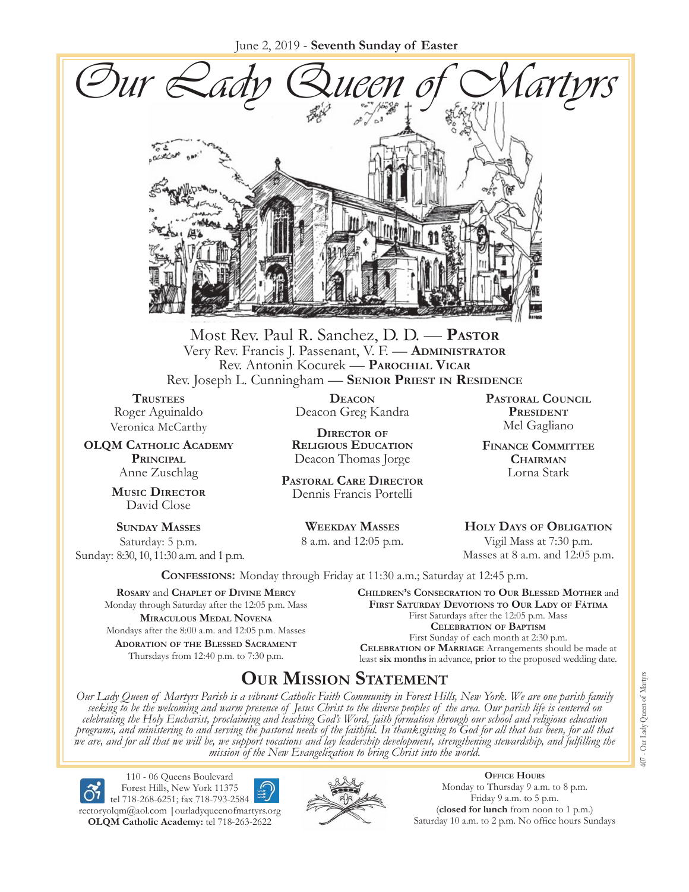June 2, 2019 - **Seventh Sunday of Easter**

# Our Lady Queen of Martyrs

Most Rev. Paul R. Sanchez, D. D. — **Pastor**
Very Rev. Francis J. Passenant, V. F. — **Administrator**
Rev. Antonin Kocurek — **Parochial Vicar**
Rev. Joseph L. Cunningham — **Senior Priest in Residence**

**Trustees**
Roger Aguinaldo
Veronica McCarthy

**OLQM Catholic Academy Principal**
Anne Zuschlag

**Music Director**
David Close

**Deacon**
Deacon Greg Kandra

**Director of Religious Education**
Deacon Thomas Jorge

**Pastoral Care Director**
Dennis Francis Portelli

**Pastoral Council President**
Mel Gagliano

**Finance Committee Chairman**
Lorna Stark

**Sunday Masses**
Saturday: 5 p.m.
Sunday: 8:30, 10, 11:30 a.m. and 1 p.m.

**Weekday Masses**
8 a.m. and 12:05 p.m.

**Holy Days of Obligation**
Vigil Mass at 7:30 p.m.
Masses at 8 a.m. and 12:05 p.m.

**Confessions:** Monday through Friday at 11:30 a.m.; Saturday at 12:45 p.m.

**Rosary** and **Chaplet of Divine Mercy**
Monday through Saturday after the 12:05 p.m. Mass

**Miraculous Medal Novena**
Mondays after the 8:00 a.m. and 12:05 p.m. Masses

**Adoration of the Blessed Sacrament**
Thursdays from 12:40 p.m. to 7:30 p.m.

**Children's Consecration to Our Blessed Mother** and **First Saturday Devotions to Our Lady of Fátima**
First Saturdays after the 12:05 p.m. Mass

**Celebration of Baptism**
First Sunday of each month at 2:30 p.m.

**Celebration of Marriage** Arrangements should be made at least **six months** in advance, **prior** to the proposed wedding date.

## Our Mission Statement

*Our Lady Queen of Martyrs Parish is a vibrant Catholic Faith Community in Forest Hills, New York. We are one parish family seeking to be the welcoming and warm presence of Jesus Christ to the diverse peoples of the area. Our parish life is centered on celebrating the Holy Eucharist, proclaiming and teaching God's Word, faith formation through our school and religious education programs, and ministering to and serving the pastoral needs of the faithful. In thanksgiving to God for all that has been, for all that we are, and for all that we will be, we support vocations and lay leadership development, strengthening stewardship, and fulfilling the mission of the New Evangelization to bring Christ into the world.*

110 - 06 Queens Boulevard
Forest Hills, New York 11375
tel 718-268-6251; fax 718-793-2584
rectoryolqm@aol.com | ourladyqueenofmartyrs.org
**OLQM Catholic Academy:** tel 718-263-2622

**Office Hours**
Monday to Thursday 9 a.m. to 8 p.m.
Friday 9 a.m. to 5 p.m.
(**closed for lunch** from noon to 1 p.m.)
Saturday 10 a.m. to 2 p.m. No office hours Sundays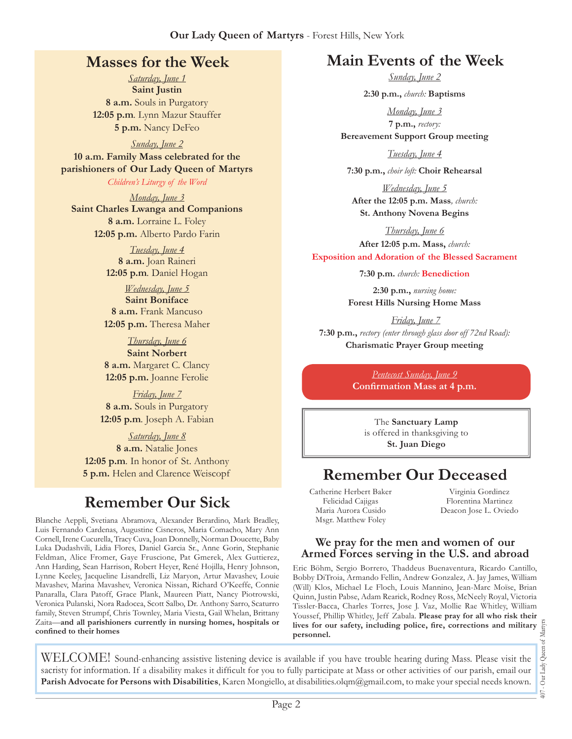## Masses for the Week

*Saturday, June 1*
**Saint Justin**
**8 a.m.** Souls in Purgatory
**12:05 p.m**. Lynn Mazur Stauffer
**5 p.m.** Nancy DeFeo

*Sunday, June 2*
**10 a.m. Family Mass celebrated for the parishioners of Our Lady Queen of Martyrs**
*Children's Liturgy of the Word*

*Monday, June 3*
**Saint Charles Lwanga and Companions**
**8 a.m.** Lorraine L. Foley
**12:05 p.m.** Alberto Pardo Farin

*Tuesday, June 4*
**8 a.m.** Joan Raineri
**12:05 p.m**. Daniel Hogan

*Wednesday, June 5*
**Saint Boniface**
**8 a.m.** Frank Mancuso
**12:05 p.m.** Theresa Maher

*Thursday, June 6*
**Saint Norbert**
**8 a.m.** Margaret C. Clancy
**12:05 p.m.** Joanne Ferolie

*Friday, June 7*
**8 a.m.** Souls in Purgatory
**12:05 p.m**. Joseph A. Fabian

*Saturday, June 8*
**8 a.m.** Natalie Jones
**12:05 p.m**. In honor of St. Anthony
**5 p.m.** Helen and Clarence Weiscopf

## Remember Our Sick

Blanche Aeppli, Svetiana Abramova, Alexander Berardino, Mark Bradley, Luis Fernando Cardenas, Augustine Cisneros, Maria Comacho, Mary Ann Cornell, Irene Cucurella, Tracy Cuva, Joan Donnelly, Norman Doucette, Baby Luka Dudashvili, Lidia Flores, Daniel Garcia Sr., Anne Gorin, Stephanie Feldman, Alice Fromer, Gaye Fruscione, Pat Gmerek, Alex Guttierez, Ann Harding, Sean Harrison, Robert Heyer, René Hojilla, Henry Johnson, Lynne Keeley, Jacqueline Lisandrelli, Liz Maryon, Artur Mavashev, Louie Mavashev, Marina Mavashev, Veronica Nissan, Richard O'Keeffe, Connie Panaralla, Clara Patoff, Grace Plank, Maureen Piatt, Nancy Piotrowski, Veronica Pulanski, Nora Radocea, Scott Salbo, Dr. Anthony Sarro, Scaturro family, Steven Strumpf, Chris Townley, Maria Viesta, Gail Whelan, Brittany Zaita—**and all parishioners currently in nursing homes, hospitals or confined to their homes**

## Main Events of the Week

*Sunday, June 2*
**2:30 p.m.,** *church:* **Baptisms**

*Monday, June 3*
**7 p.m.,** *rectory:*
**Bereavement Support Group meeting**

*Tuesday, June 4*
**7:30 p.m.,** *choir loft:* **Choir Rehearsal**

*Wednesday, June 5*
**After the 12:05 p.m. Mass**, *church:*
**St. Anthony Novena Begins**

*Thursday, June 6*
**After 12:05 p.m. Mass,** *church:*
**Exposition and Adoration of the Blessed Sacrament**

**7:30 p.m.** *church:* **Benediction**

**2:30 p.m.,** *nursing home:*
**Forest Hills Nursing Home Mass**

*Friday, June 7*
**7:30 p.m.,** *rectory (enter through glass door off 72nd Road):*
**Charismatic Prayer Group meeting**

*Pentecost Sunday, June 9*
**Confirmation Mass at 4 p.m.**

The **Sanctuary Lamp** is offered in thanksgiving to **St. Juan Diego**

## Remember Our Deceased

Catherine Herbert Baker
Felicidad Cajigas
Maria Aurora Cusido
Msgr. Matthew Foley
Virginia Gordinez
Florentina Martinez
Deacon Jose L. Oviedo

### We pray for the men and women of our Armed Forces serving in the U.S. and abroad

Eric Böhm, Sergio Borrero, Thaddeus Buenaventura, Ricardo Cantillo, Bobby DiTroia, Armando Fellin, Andrew Gonzalez, A. Jay James, William (Will) Klos, Michael Le Floch, Louis Mannino, Jean-Marc Moise, Brian Quinn, Justin Pabse, Adam Rearick, Rodney Ross, McNeely Royal, Victoria Tissler-Bacca, Charles Torres, Jose J. Vaz, Mollie Rae Whitley, William Youssef, Phillip Whitley, Jeff Zabala. **Please pray for all who risk their lives for our safety, including police, fire, corrections and military personnel.**

WELCOME! Sound-enhancing assistive listening device is available if you have trouble hearing during Mass. Please visit the sacristy for information. If a disability makes it difficult for you to fully participate at Mass or other activities of our parish, email our **Parish Advocate for Persons with Disabilities**, Karen Mongiello, at disabilities.olqm@gmail.com, to make your special needs known.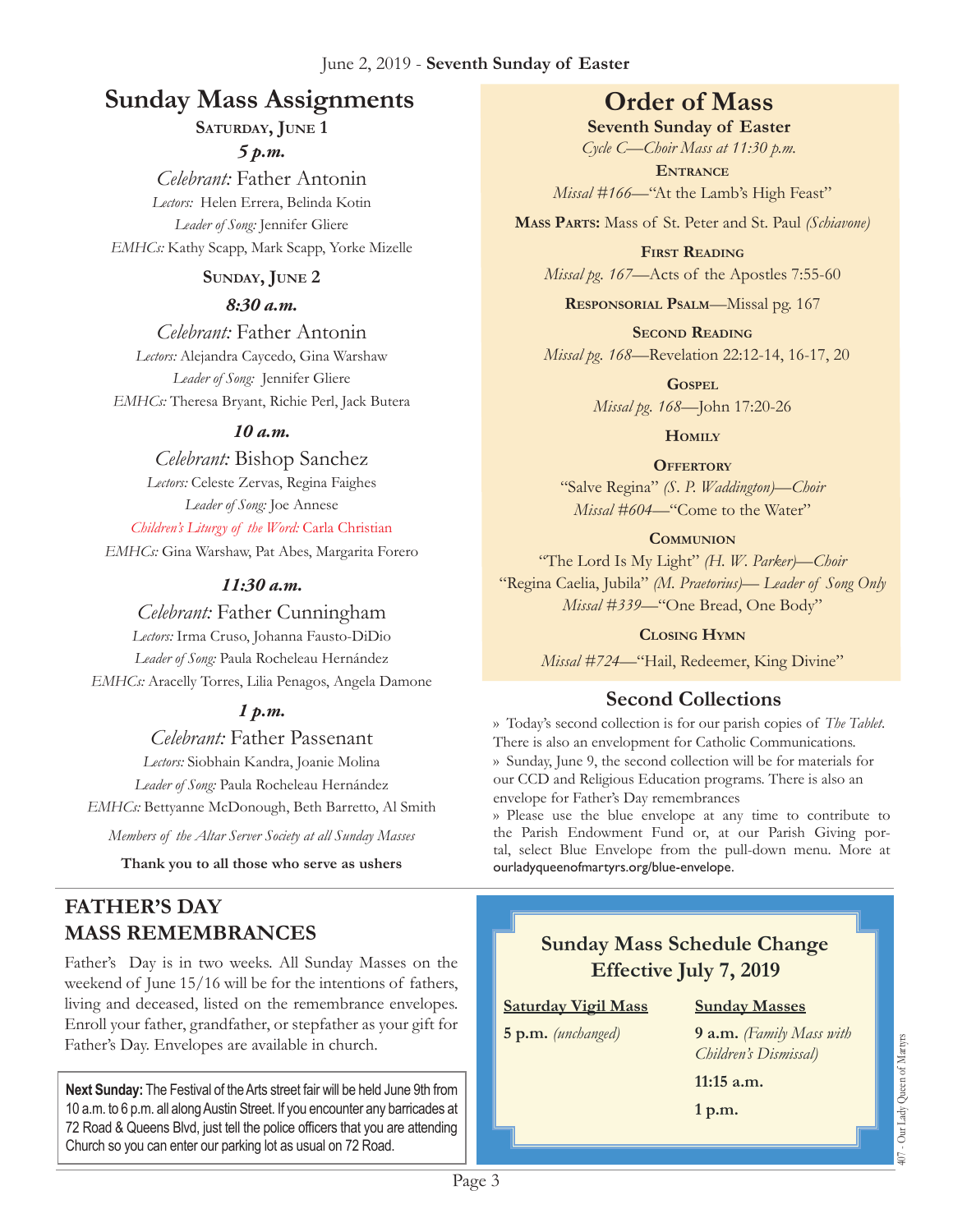June 2, 2019 - **Seventh Sunday of Easter**

# Sunday Mass Assignments

**Saturday, June 1**

***5 p.m.***

*Celebrant:* Father Antonin
*Lectors:* Helen Errera, Belinda Kotin
*Leader of Song:* Jennifer Gliere
*EMHCs:* Kathy Scapp, Mark Scapp, Yorke Mizelle

**Sunday, June 2**

***8:30 a.m.***

*Celebrant:* Father Antonin
*Lectors:* Alejandra Caycedo, Gina Warshaw
*Leader of Song:* Jennifer Gliere
*EMHCs:* Theresa Bryant, Richie Perl, Jack Butera

***10 a.m.***

*Celebrant:* Bishop Sanchez
*Lectors:* Celeste Zervas, Regina Faighes
*Leader of Song:* Joe Annese
*Children's Liturgy of the Word:* Carla Christian
*EMHCs:* Gina Warshaw, Pat Abes, Margarita Forero

***11:30 a.m.***

*Celebrant:* Father Cunningham
*Lectors:* Irma Cruso, Johanna Fausto-DiDio
*Leader of Song:* Paula Rocheleau Hernández
*EMHCs:* Aracelly Torres, Lilia Penagos, Angela Damone

***1 p.m.***

*Celebrant:* Father Passenant
*Lectors:* Siobhain Kandra, Joanie Molina
*Leader of Song:* Paula Rocheleau Hernández
*EMHCs:* Bettyanne McDonough, Beth Barretto, Al Smith

*Members of the Altar Server Society at all Sunday Masses*

**Thank you to all those who serve as ushers**

# Order of Mass

**Seventh Sunday of Easter**

*Cycle C—Choir Mass at 11:30 p.m.*

**Entrance**
*Missal #166*—"At the Lamb's High Feast"

**Mass Parts:** Mass of St. Peter and St. Paul *(Schiavone)*

**First Reading**
*Missal pg. 167*—Acts of the Apostles 7:55-60

**Responsorial Psalm**—Missal pg. 167

**Second Reading**
*Missal pg. 168*—Revelation 22:12-14, 16-17, 20

**Gospel**
*Missal pg. 168*—John 17:20-26

**Homily**

**Offertory**
"Salve Regina" *(S. P. Waddington)—Choir*
*Missal #604*—"Come to the Water"

**Communion**
"The Lord Is My Light" *(H. W. Parker)—Choir*
"Regina Caelia, Jubila" *(M. Praetorius)— Leader of Song Only*
*Missal #339*—"One Bread, One Body"

**Closing Hymn**
*Missal #724*—"Hail, Redeemer, King Divine"

## Second Collections

» Today's second collection is for our parish copies of *The Tablet*. There is also an envelopment for Catholic Communications.
» Sunday, June 9, the second collection will be for materials for our CCD and Religious Education programs. There is also an envelope for Father's Day remembrances
» Please use the blue envelope at any time to contribute to the Parish Endowment Fund or, at our Parish Giving portal, select Blue Envelope from the pull-down menu. More at ourladyqueenofmartyrs.org/blue-envelope.

## FATHER'S DAY MASS REMEMBRANCES

Father's Day is in two weeks. All Sunday Masses on the weekend of June 15/16 will be for the intentions of fathers, living and deceased, listed on the remembrance envelopes. Enroll your father, grandfather, or stepfather as your gift for Father's Day. Envelopes are available in church.

**Next Sunday:** The Festival of the Arts street fair will be held June 9th from 10 a.m. to 6 p.m. all along Austin Street. If you encounter any barricades at 72 Road & Queens Blvd, just tell the police officers that you are attending Church so you can enter our parking lot as usual on 72 Road.

## Sunday Mass Schedule Change Effective July 7, 2019

**Saturday Vigil Mass**

**5 p.m.** *(unchanged)*

**Sunday Masses**

**9 a.m.** *(Family Mass with Children's Dismissal)*

**11:15 a.m.**

**1 p.m.**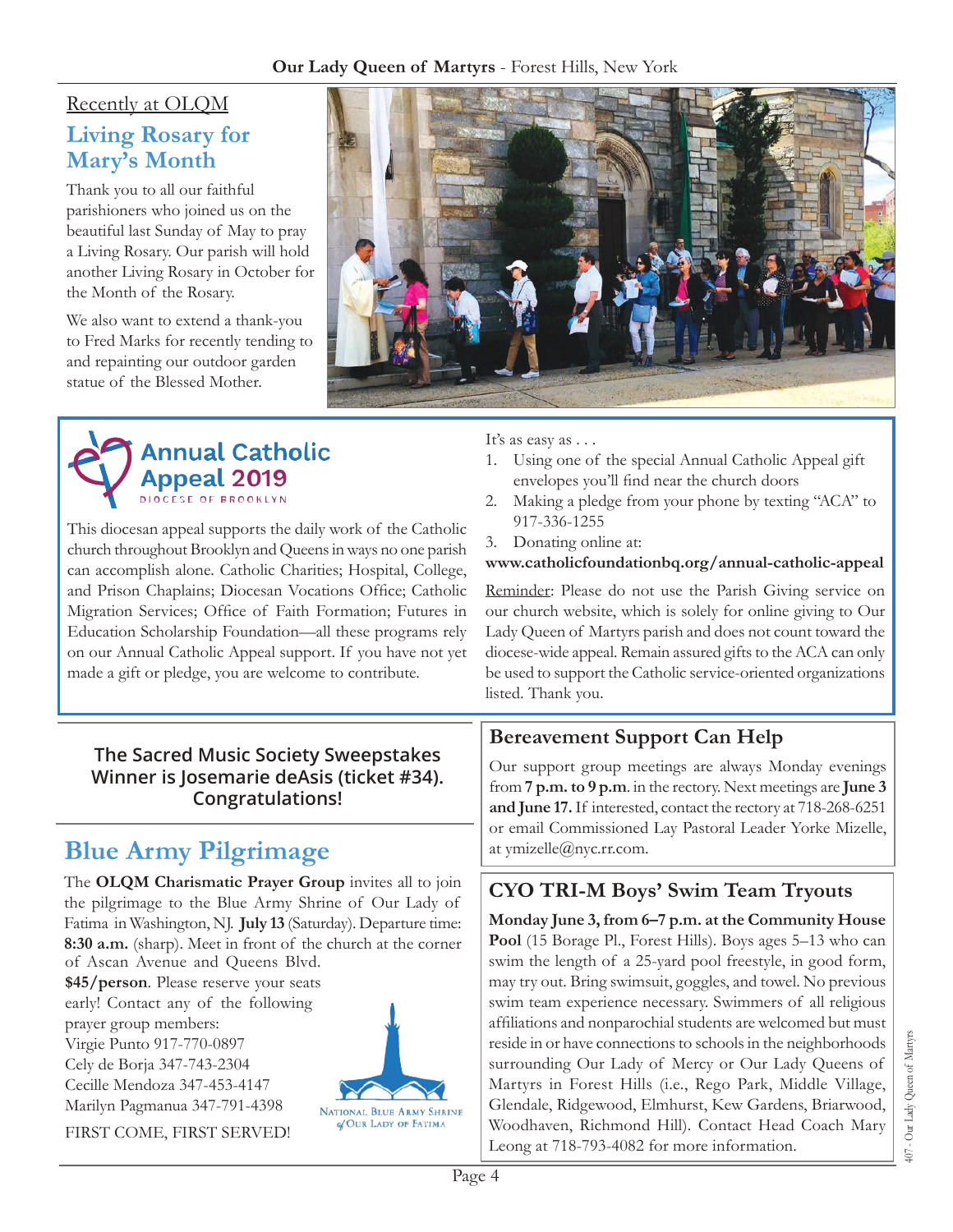Recently at OLQM

## Living Rosary for Mary's Month

Thank you to all our faithful parishioners who joined us on the beautiful last Sunday of May to pray a Living Rosary. Our parish will hold another Living Rosary in October for the Month of the Rosary.

We also want to extend a thank-you to Fred Marks for recently tending to and repainting our outdoor garden statue of the Blessed Mother.

## Annual Catholic Appeal 2019

DIOCESE OF BROOKLYN

This diocesan appeal supports the daily work of the Catholic church throughout Brooklyn and Queens in ways no one parish can accomplish alone. Catholic Charities; Hospital, College, and Prison Chaplains; Diocesan Vocations Office; Catholic Migration Services; Office of Faith Formation; Futures in Education Scholarship Foundation—all these programs rely on our Annual Catholic Appeal support. If you have not yet made a gift or pledge, you are welcome to contribute.

It's as easy as . . .

1. Using one of the special Annual Catholic Appeal gift envelopes you'll find near the church doors
2. Making a pledge from your phone by texting "ACA" to 917-336-1255
3. Donating online at:

**www.catholicfoundationbq.org/annual-catholic-appeal**

Reminder: Please do not use the Parish Giving service on our church website, which is solely for online giving to Our Lady Queen of Martyrs parish and does not count toward the diocese-wide appeal. Remain assured gifts to the ACA can only be used to support the Catholic service-oriented organizations listed. Thank you.

**The Sacred Music Society Sweepstakes Winner is Josemarie deAsis (ticket #34). Congratulations!**

## Blue Army Pilgrimage

The **OLQM Charismatic Prayer Group** invites all to join the pilgrimage to the Blue Army Shrine of Our Lady of Fatima in Washington, NJ. **July 13** (Saturday). Departure time: **8:30 a.m.** (sharp). Meet in front of the church at the corner of Ascan Avenue and Queens Blvd.

**$45/person**. Please reserve your seats early! Contact any of the following prayer group members:

Virgie Punto 917-770-0897
Cely de Borja 347-743-2304
Cecille Mendoza 347-453-4147
Marilyn Pagmanua 347-791-4398

FIRST COME, FIRST SERVED!

National Blue Army Shrine of Our Lady of Fatima

## Bereavement Support Can Help

Our support group meetings are always Monday evenings from **7 p.m. to 9 p.m**. in the rectory. Next meetings are **June 3 and June 17.** If interested, contact the rectory at 718-268-6251 or email Commissioned Lay Pastoral Leader Yorke Mizelle, at ymizelle@nyc.rr.com.

## CYO TRI-M Boys' Swim Team Tryouts

**Monday June 3, from 6–7 p.m. at the Community House Pool** (15 Borage Pl., Forest Hills). Boys ages 5–13 who can swim the length of a 25-yard pool freestyle, in good form, may try out. Bring swimsuit, goggles, and towel. No previous swim team experience necessary. Swimmers of all religious affiliations and nonparochial students are welcomed but must reside in or have connections to schools in the neighborhoods surrounding Our Lady of Mercy or Our Lady Queens of Martyrs in Forest Hills (i.e., Rego Park, Middle Village, Glendale, Ridgewood, Elmhurst, Kew Gardens, Briarwood, Woodhaven, Richmond Hill). Contact Head Coach Mary Leong at 718-793-4082 for more information.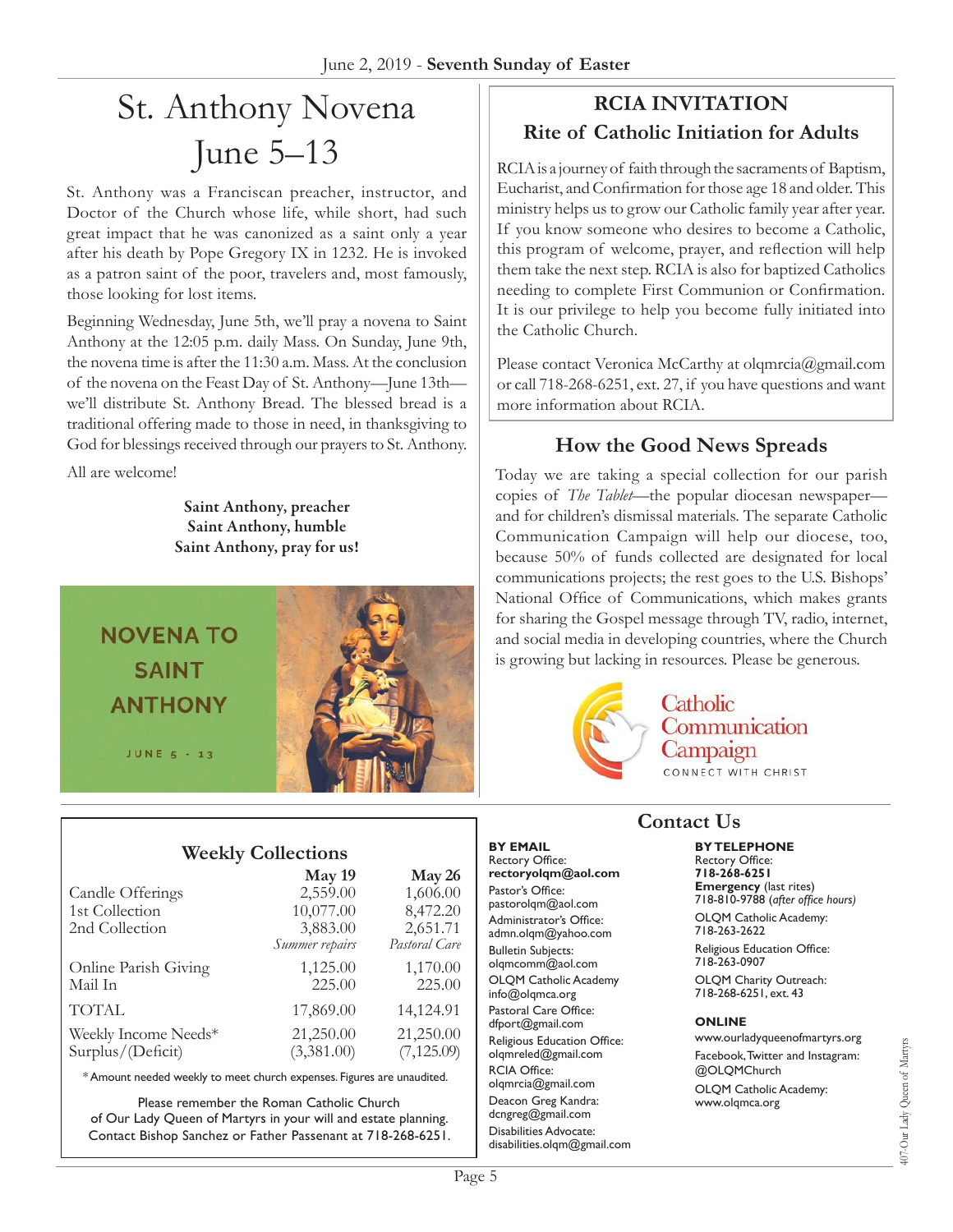June 2, 2019 - **Seventh Sunday of Easter**

# St. Anthony Novena June 5–13

St. Anthony was a Franciscan preacher, instructor, and Doctor of the Church whose life, while short, had such great impact that he was canonized as a saint only a year after his death by Pope Gregory IX in 1232. He is invoked as a patron saint of the poor, travelers and, most famously, those looking for lost items.

Beginning Wednesday, June 5th, we'll pray a novena to Saint Anthony at the 12:05 p.m. daily Mass. On Sunday, June 9th, the novena time is after the 11:30 a.m. Mass. At the conclusion of the novena on the Feast Day of St. Anthony—June 13th—we'll distribute St. Anthony Bread. The blessed bread is a traditional offering made to those in need, in thanksgiving to God for blessings received through our prayers to St. Anthony.

All are welcome!

**Saint Anthony, preacher**
**Saint Anthony, humble**
**Saint Anthony, pray for us!**

NOVENA TO SAINT ANTHONY

JUNE 5 - 13

## RCIA INVITATION
### Rite of Catholic Initiation for Adults

RCIA is a journey of faith through the sacraments of Baptism, Eucharist, and Confirmation for those age 18 and older. This ministry helps us to grow our Catholic family year after year. If you know someone who desires to become a Catholic, this program of welcome, prayer, and reflection will help them take the next step. RCIA is also for baptized Catholics needing to complete First Communion or Confirmation. It is our privilege to help you become fully initiated into the Catholic Church.

Please contact Veronica McCarthy at olqmrcia@gmail.com or call 718-268-6251, ext. 27, if you have questions and want more information about RCIA.

## How the Good News Spreads

Today we are taking a special collection for our parish copies of *The Tablet*—the popular diocesan newspaper—and for children's dismissal materials. The separate Catholic Communication Campaign will help our diocese, too, because 50% of funds collected are designated for local communications projects; the rest goes to the U.S. Bishops' National Office of Communications, which makes grants for sharing the Gospel message through TV, radio, internet, and social media in developing countries, where the Church is growing but lacking in resources. Please be generous.

Catholic Communication Campaign
CONNECT WITH CHRIST

## Weekly Collections

| | May 19 | May 26 |
|---|---|---|
| Candle Offerings | 2,559.00 | 1,606.00 |
| 1st Collection | 10,077.00 | 8,472.20 |
| 2nd Collection | 3,883.00 | 2,651.71 |
| | *Summer repairs* | *Pastoral Care* |
| Online Parish Giving | 1,125.00 | 1,170.00 |
| Mail In | 225.00 | 225.00 |
| TOTAL | 17,869.00 | 14,124.91 |
| Weekly Income Needs* | 21,250.00 | 21,250.00 |
| Surplus/(Deficit) | (3,381.00) | (7,125.09) |

*Amount needed weekly to meet church expenses. Figures are unaudited.

Please remember the Roman Catholic Church of Our Lady Queen of Martyrs in your will and estate planning. Contact Bishop Sanchez or Father Passenant at 718-268-6251.

## Contact Us

**BY EMAIL**

Rectory Office:
**rectoryolqm@aol.com**

Pastor's Office:
pastorolqm@aol.com

Administrator's Office:
admn.olqm@yahoo.com

Bulletin Subjects:
olqmcomm@aol.com

OLQM Catholic Academy
info@olqmca.org

Pastoral Care Office:
dfport@gmail.com

Religious Education Office:
olqmreled@gmail.com

RCIA Office:
olqmrcia@gmail.com

Deacon Greg Kandra:
dcngreg@gmail.com

Disabilities Advocate:
disabilities.olqm@gmail.com

**BY TELEPHONE**

Rectory Office:
**718-268-6251**

**Emergency** (last rites)
718-810-9788 (*after office hours*)

OLQM Catholic Academy:
718-263-2622

Religious Education Office:
718-263-0907

OLQM Charity Outreach:
718-268-6251, ext. 43

**ONLINE**

www.ourladyqueenofmartyrs.org

Facebook, Twitter and Instagram:
@OLQMChurch

OLQM Catholic Academy:
www.olqmca.org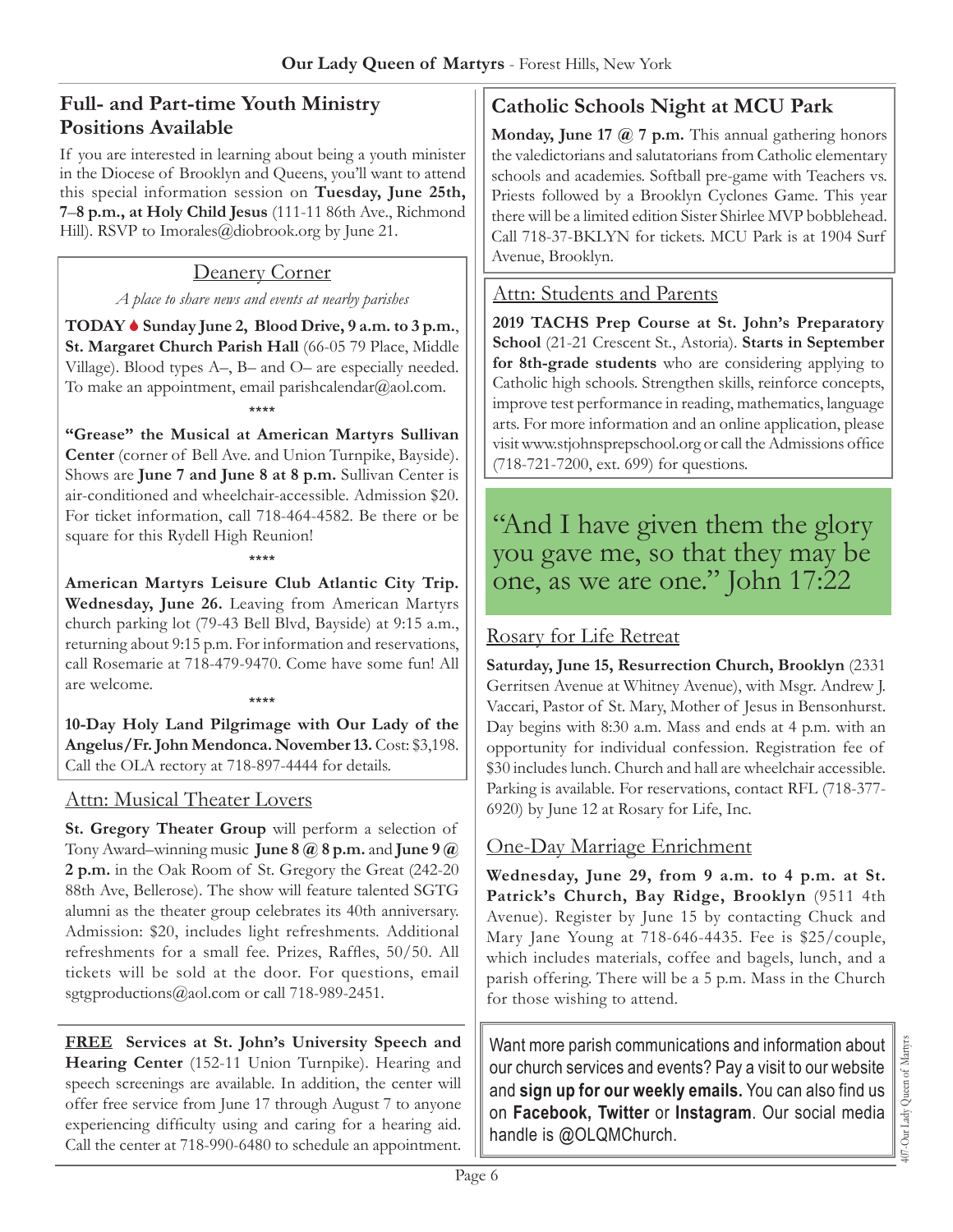## Full- and Part-time Youth Ministry Positions Available

If you are interested in learning about being a youth minister in the Diocese of Brooklyn and Queens, you'll want to attend this special information session on **Tuesday, June 25th, 7–8 p.m., at Holy Child Jesus** (111-11 86th Ave., Richmond Hill). RSVP to Imorales@diobrook.org by June 21.

## Deanery Corner

*A place to share news and events at nearby parishes*

**TODAY ♦ Sunday June 2, Blood Drive, 9 a.m. to 3 p.m.**, **St. Margaret Church Parish Hall** (66-05 79 Place, Middle Village). Blood types A–, B– and O– are especially needed. To make an appointment, email parishcalendar@aol.com.

\*\*\*\*

**"Grease" the Musical at American Martyrs Sullivan Center** (corner of Bell Ave. and Union Turnpike, Bayside). Shows are **June 7 and June 8 at 8 p.m.** Sullivan Center is air-conditioned and wheelchair-accessible. Admission $20. For ticket information, call 718-464-4582. Be there or be square for this Rydell High Reunion!

\*\*\*\*

**American Martyrs Leisure Club Atlantic City Trip. Wednesday, June 26.** Leaving from American Martyrs church parking lot (79-43 Bell Blvd, Bayside) at 9:15 a.m., returning about 9:15 p.m. For information and reservations, call Rosemarie at 718-479-9470. Come have some fun! All are welcome.

\*\*\*\*

**10-Day Holy Land Pilgrimage with Our Lady of the Angelus/Fr. John Mendonca. November 13.** Cost: $3,198. Call the OLA rectory at 718-897-4444 for details.

## Attn: Musical Theater Lovers

**St. Gregory Theater Group** will perform a selection of Tony Award–winning music **June 8 @ 8 p.m.** and **June 9 @ 2 p.m.** in the Oak Room of St. Gregory the Great (242-20 88th Ave, Bellerose). The show will feature talented SGTG alumni as the theater group celebrates its 40th anniversary. Admission: $20, includes light refreshments. Additional refreshments for a small fee. Prizes, Raffles, 50/50. All tickets will be sold at the door. For questions, email sgtgproductions@aol.com or call 718-989-2451.

**FREE Services at St. John's University Speech and Hearing Center** (152-11 Union Turnpike). Hearing and speech screenings are available. In addition, the center will offer free service from June 17 through August 7 to anyone experiencing difficulty using and caring for a hearing aid. Call the center at 718-990-6480 to schedule an appointment.

## Catholic Schools Night at MCU Park

**Monday, June 17 @ 7 p.m.** This annual gathering honors the valedictorians and salutatorians from Catholic elementary schools and academies. Softball pre-game with Teachers vs. Priests followed by a Brooklyn Cyclones Game. This year there will be a limited edition Sister Shirlee MVP bobblehead. Call 718-37-BKLYN for tickets. MCU Park is at 1904 Surf Avenue, Brooklyn.

## Attn: Students and Parents

**2019 TACHS Prep Course at St. John's Preparatory School** (21-21 Crescent St., Astoria). **Starts in September for 8th-grade students** who are considering applying to Catholic high schools. Strengthen skills, reinforce concepts, improve test performance in reading, mathematics, language arts. For more information and an online application, please visit www.stjohnsprepschool.org or call the Admissions office (718-721-7200, ext. 699) for questions.

"And I have given them the glory you gave me, so that they may be one, as we are one." John 17:22

## Rosary for Life Retreat

**Saturday, June 15, Resurrection Church, Brooklyn** (2331 Gerritsen Avenue at Whitney Avenue), with Msgr. Andrew J. Vaccari, Pastor of St. Mary, Mother of Jesus in Bensonhurst. Day begins with 8:30 a.m. Mass and ends at 4 p.m. with an opportunity for individual confession. Registration fee of $30 includes lunch. Church and hall are wheelchair accessible. Parking is available. For reservations, contact RFL (718-377-6920) by June 12 at Rosary for Life, Inc.

## One-Day Marriage Enrichment

**Wednesday, June 29, from 9 a.m. to 4 p.m. at St. Patrick's Church, Bay Ridge, Brooklyn** (9511 4th Avenue). Register by June 15 by contacting Chuck and Mary Jane Young at 718-646-4435. Fee is $25/couple, which includes materials, coffee and bagels, lunch, and a parish offering. There will be a 5 p.m. Mass in the Church for those wishing to attend.

Want more parish communications and information about our church services and events? Pay a visit to our website and **sign up for our weekly emails.** You can also find us on **Facebook, Twitter** or **Instagram**. Our social media handle is @OLQMChurch.